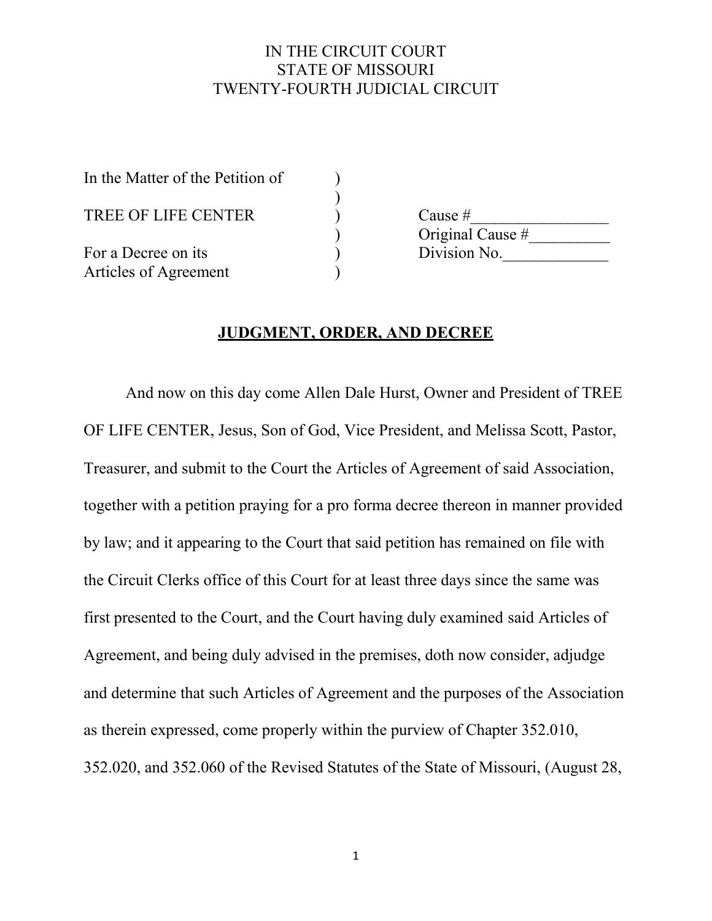IN THE CIRCUIT COURT
STATE OF MISSOURI
TWENTY-FOURTH JUDICIAL CIRCUIT

| | | |
|---|---|---|
| In the Matter of the Petition of | ) | |
| | ) | |
| TREE OF LIFE CENTER | ) | Cause #_________________ |
| | ) | Original Cause #__________ |
| For a Decree on its | ) | Division No._____________ |
| Articles of Agreement | ) | |

## JUDGMENT, ORDER, AND DECREE

And now on this day come Allen Dale Hurst, Owner and President of TREE OF LIFE CENTER, Jesus, Son of God, Vice President, and Melissa Scott, Pastor, Treasurer, and submit to the Court the Articles of Agreement of said Association, together with a petition praying for a pro forma decree thereon in manner provided by law; and it appearing to the Court that said petition has remained on file with the Circuit Clerks office of this Court for at least three days since the same was first presented to the Court, and the Court having duly examined said Articles of Agreement, and being duly advised in the premises, doth now consider, adjudge and determine that such Articles of Agreement and the purposes of the Association as therein expressed, come properly within the purview of Chapter 352.010, 352.020, and 352.060 of the Revised Statutes of the State of Missouri, (August 28,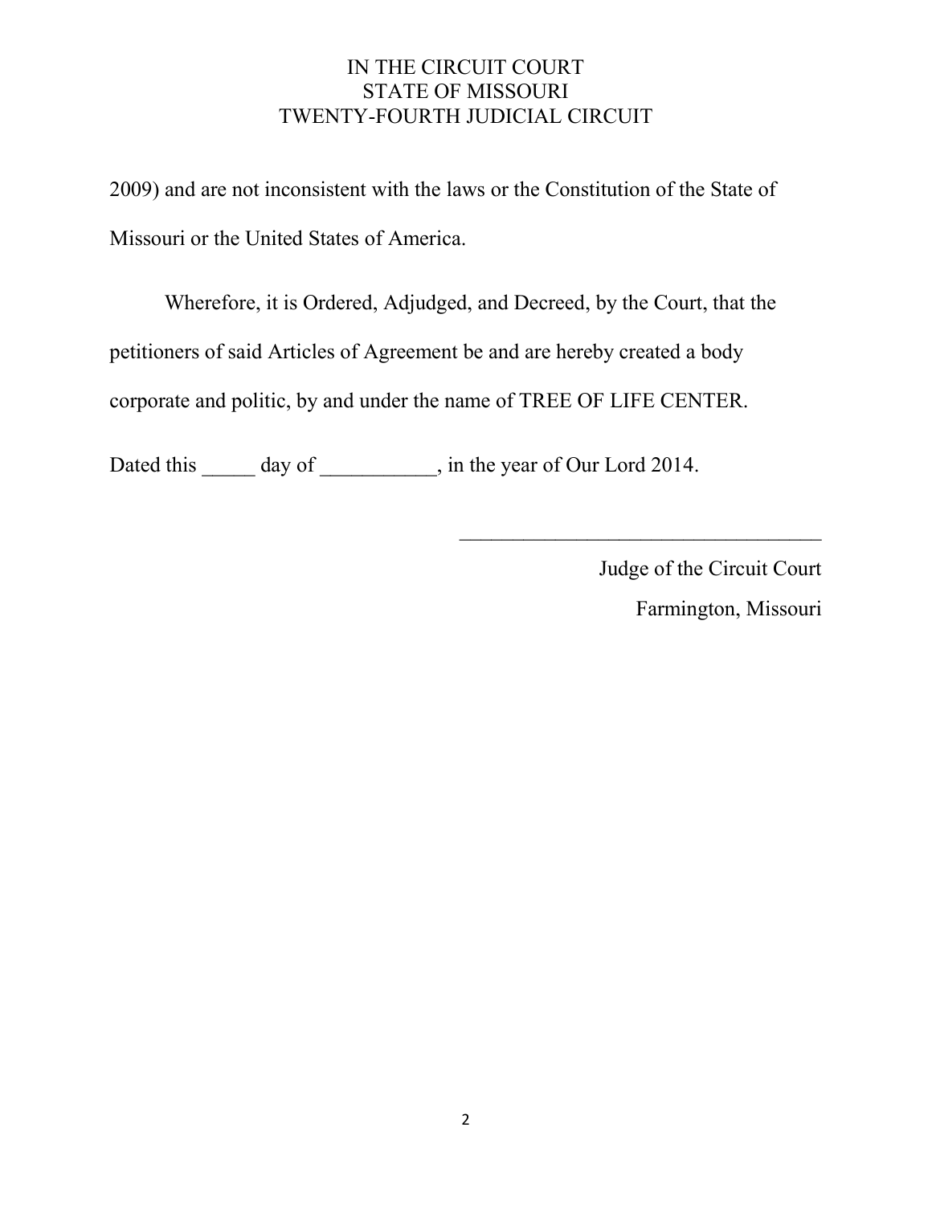IN THE CIRCUIT COURT
STATE OF MISSOURI
TWENTY-FOURTH JUDICIAL CIRCUIT

2009) and are not inconsistent with the laws or the Constitution of the State of Missouri or the United States of America.

Wherefore, it is Ordered, Adjudged, and Decreed, by the Court, that the petitioners of said Articles of Agreement be and are hereby created a body corporate and politic, by and under the name of TREE OF LIFE CENTER.

Dated this _____ day of ___________, in the year of Our Lord 2014.

___________________________________

Judge of the Circuit Court

Farmington, Missouri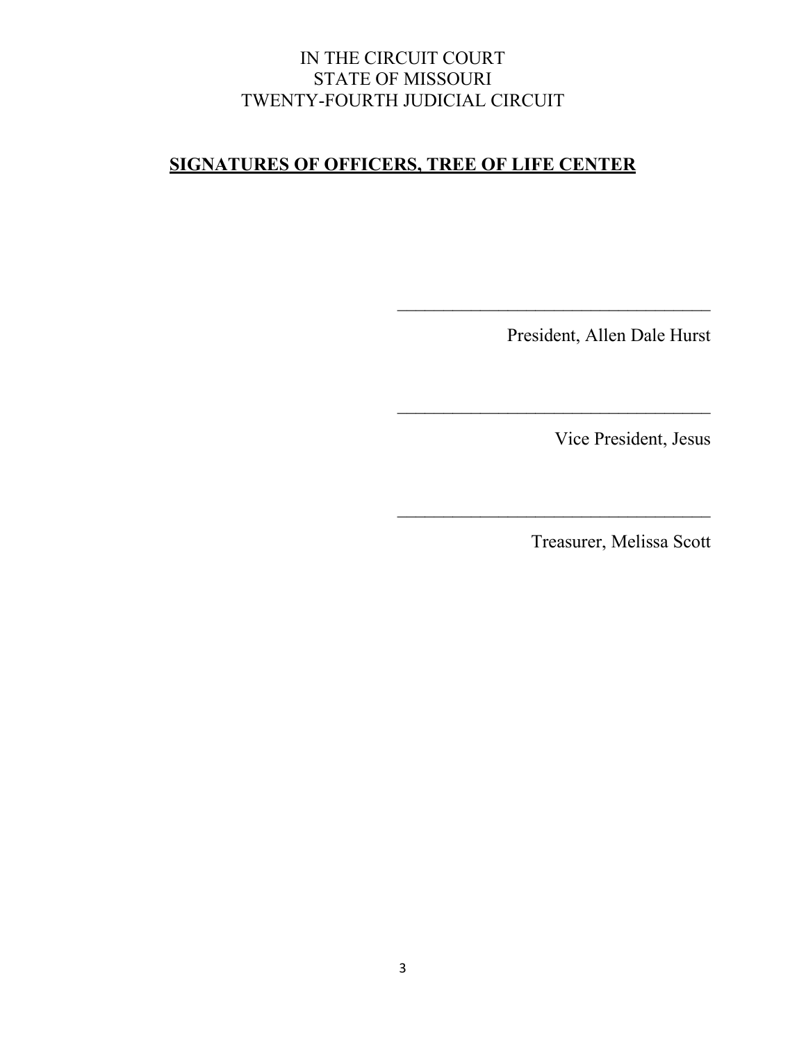IN THE CIRCUIT COURT
STATE OF MISSOURI
TWENTY-FOURTH JUDICIAL CIRCUIT

**SIGNATURES OF OFFICERS, TREE OF LIFE CENTER**

___________________________________

President, Allen Dale Hurst

___________________________________

Vice President, Jesus

___________________________________

Treasurer, Melissa Scott